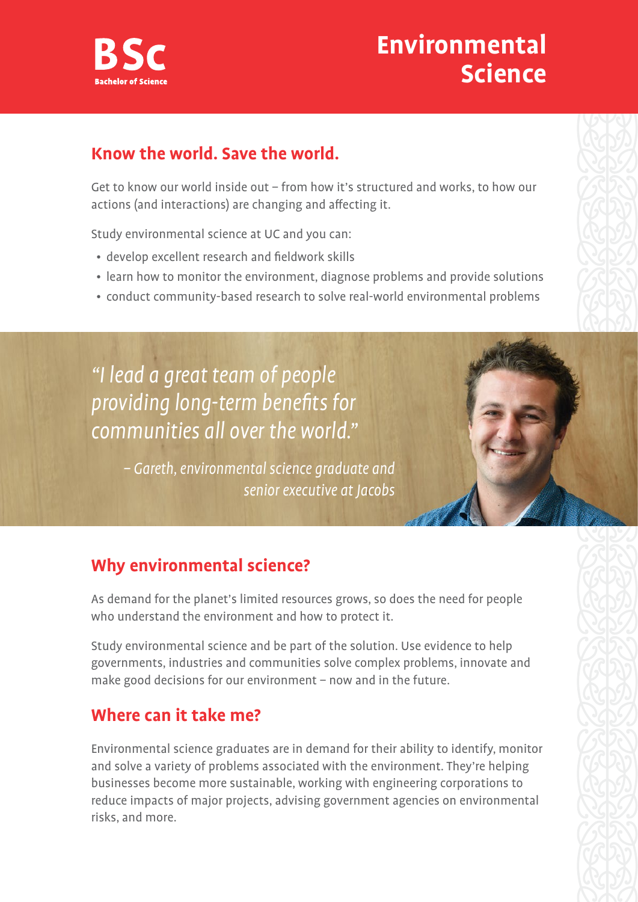**BSc**
**Bachelor of Science**

# Environmental Science

## Know the world. Save the world.

Get to know our world inside out – from how it's structured and works, to how our actions (and interactions) are changing and affecting it.

Study environmental science at UC and you can:

- develop excellent research and fieldwork skills
- learn how to monitor the environment, diagnose problems and provide solutions
- conduct community-based research to solve real-world environmental problems

> *"I lead a great team of people providing long-term benefits for communities all over the world."*
>
> *– Gareth, environmental science graduate and senior executive at Jacobs*

## Why environmental science?

As demand for the planet's limited resources grows, so does the need for people who understand the environment and how to protect it.

Study environmental science and be part of the solution. Use evidence to help governments, industries and communities solve complex problems, innovate and make good decisions for our environment – now and in the future.

## Where can it take me?

Environmental science graduates are in demand for their ability to identify, monitor and solve a variety of problems associated with the environment. They're helping businesses become more sustainable, working with engineering corporations to reduce impacts of major projects, advising government agencies on environmental risks, and more.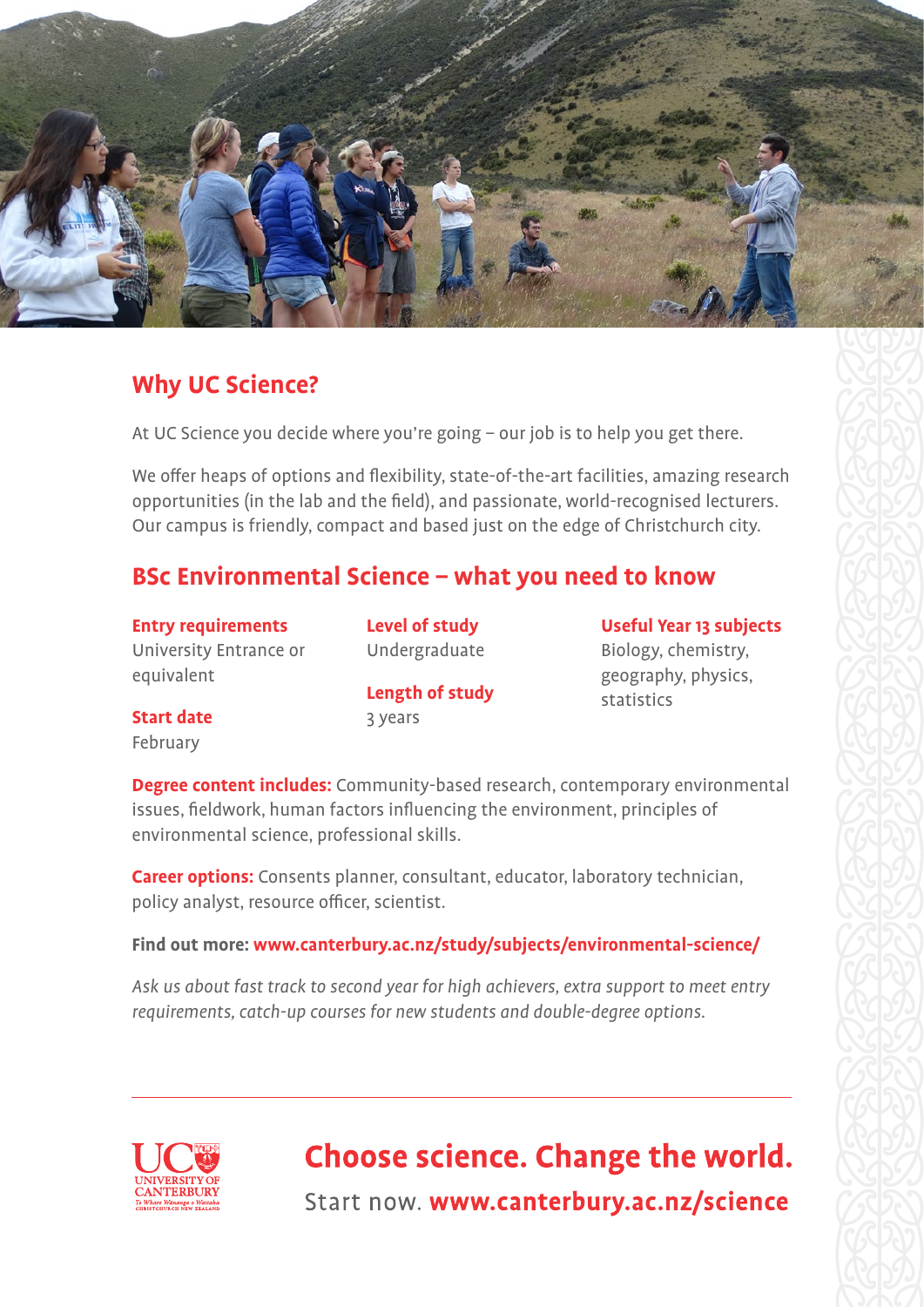## Why UC Science?

At UC Science you decide where you're going – our job is to help you get there.

We offer heaps of options and flexibility, state-of-the-art facilities, amazing research opportunities (in the lab and the field), and passionate, world-recognised lecturers. Our campus is friendly, compact and based just on the edge of Christchurch city.

## BSc Environmental Science – what you need to know

**Entry requirements**
University Entrance or equivalent

**Start date**
February

**Level of study**
Undergraduate

**Length of study**
3 years

**Useful Year 13 subjects**
Biology, chemistry, geography, physics, statistics

**Degree content includes:** Community-based research, contemporary environmental issues, fieldwork, human factors influencing the environment, principles of environmental science, professional skills.

**Career options:** Consents planner, consultant, educator, laboratory technician, policy analyst, resource officer, scientist.

**Find out more: www.canterbury.ac.nz/study/subjects/environmental-science/**

*Ask us about fast track to second year for high achievers, extra support to meet entry requirements, catch-up courses for new students and double-degree options.*

---

UC University of Canterbury
Te Whare Wānanga o Waitaha
Christchurch New Zealand

## Choose science. Change the world.

Start now. **www.canterbury.ac.nz/science**